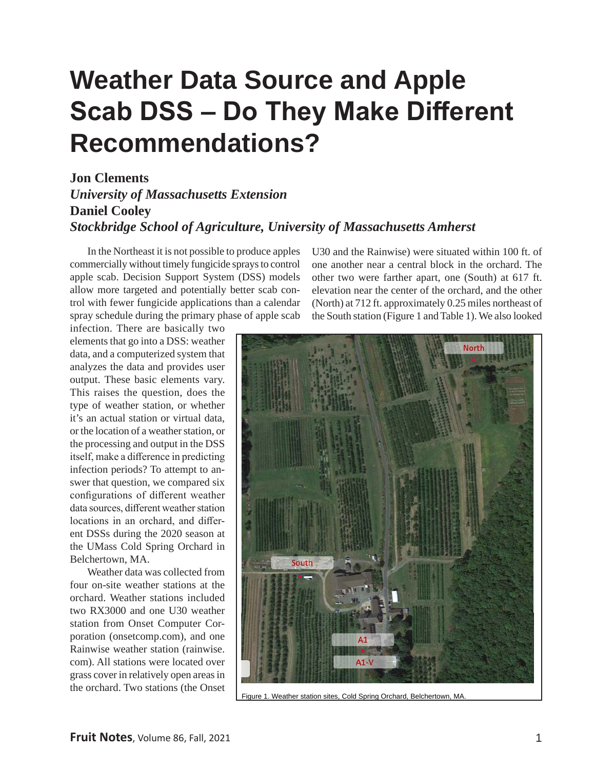# Weather Data Source and Apple Scab DSS – Do They Make Different Recommendations?

**Jon Clements**
*University of Massachusetts Extension*
**Daniel Cooley**
*Stockbridge School of Agriculture, University of Massachusetts Amherst*

In the Northeast it is not possible to produce apples commercially without timely fungicide sprays to control apple scab. Decision Support System (DSS) models allow more targeted and potentially better scab control with fewer fungicide applications than a calendar spray schedule during the primary phase of apple scab infection. There are basically two elements that go into a DSS: weather data, and a computerized system that analyzes the data and provides user output. These basic elements vary. This raises the question, does the type of weather station, or whether it's an actual station or virtual data, or the location of a weather station, or the processing and output in the DSS itself, make a difference in predicting infection periods? To attempt to answer that question, we compared six configurations of different weather data sources, different weather station locations in an orchard, and different DSSs during the 2020 season at the UMass Cold Spring Orchard in Belchertown, MA.

Weather data was collected from four on-site weather stations at the orchard. Weather stations included two RX3000 and one U30 weather station from Onset Computer Corporation (onsetcomp.com), and one Rainwise weather station (rainwise.com). All stations were located over grass cover in relatively open areas in the orchard. Two stations (the Onset U30 and the Rainwise) were situated within 100 ft. of one another near a central block in the orchard. The other two were farther apart, one (South) at 617 ft. elevation near the center of the orchard, and the other (North) at 712 ft. approximately 0.25 miles northeast of the South station (Figure 1 and Table 1). We also looked

Figure 1. Weather station sites, Cold Spring Orchard, Belchertown, MA.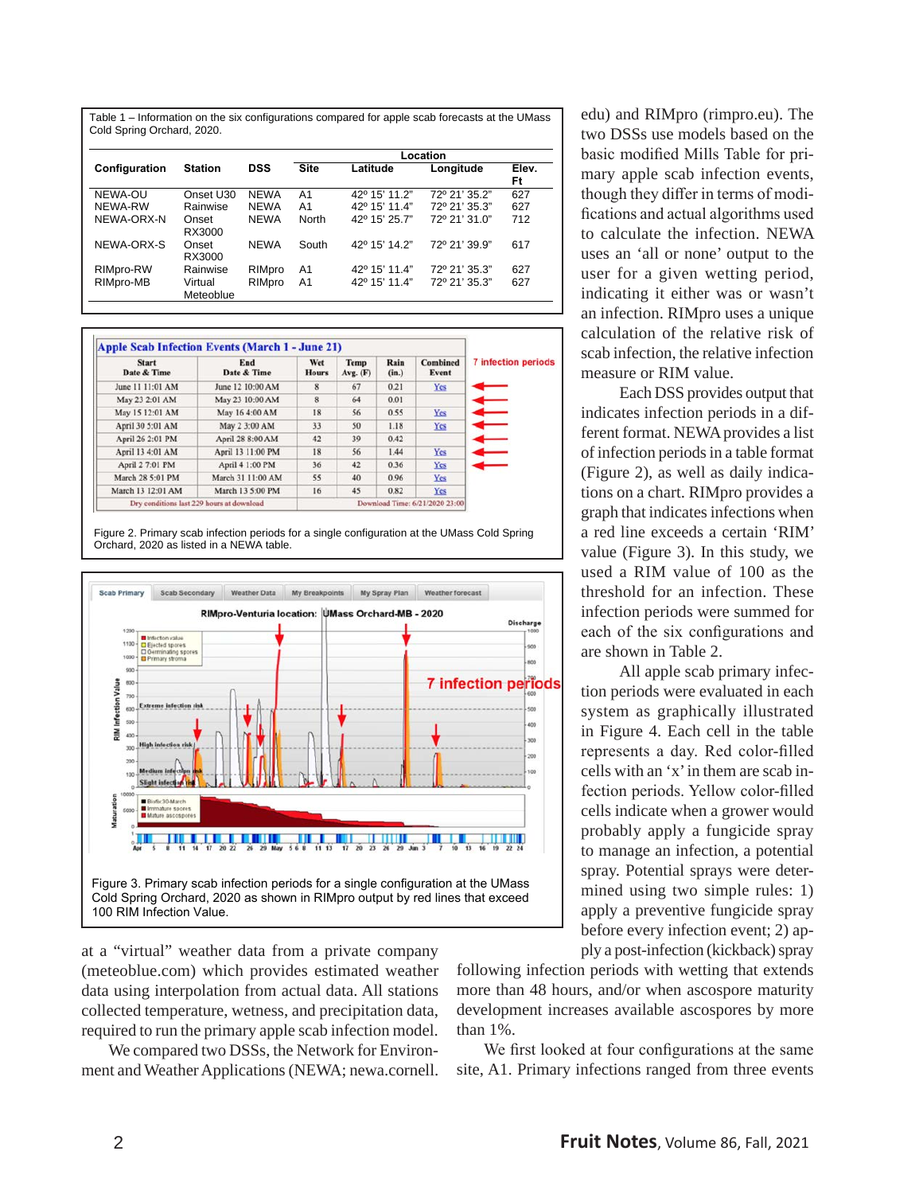Table 1 – Information on the six configurations compared for apple scab forecasts at the UMass Cold Spring Orchard, 2020.

| Configuration | Station | DSS | Location | | | |
|---|---|---|---|---|---|---|
| | | | Site | Latitude | Longitude | Elev. Ft |
| NEWA-OU | Onset U30 | NEWA | A1 | 42º 15' 11.2" | 72º 21' 35.2" | 627 |
| NEWA-RW | Rainwise | NEWA | A1 | 42º 15' 11.4" | 72º 21' 35.3" | 627 |
| NEWA-ORX-N | Onset RX3000 | NEWA | North | 42º 15' 25.7" | 72º 21' 31.0" | 712 |
| NEWA-ORX-S | Onset RX3000 | NEWA | South | 42º 15' 14.2" | 72º 21' 39.9" | 617 |
| RIMpro-RW | Rainwise | RIMpro | A1 | 42º 15' 11.4" | 72º 21' 35.3" | 627 |
| RIMpro-MB | Virtual Meteoblue | RIMpro | A1 | 42º 15' 11.4" | 72º 21' 35.3" | 627 |

**Apple Scab Infection Events (March 1 - June 21)**

| Start Date & Time | End Date & Time | Wet Hours | Temp Avg. (F) | Rain (in.) | Combined Event |
|---|---|---|---|---|---|
| June 11 11:01 AM | June 12 10:00 AM | 8 | 67 | 0.21 | Yes |
| May 23 2:01 AM | May 23 10:00 AM | 8 | 64 | 0.01 | |
| May 15 12:01 AM | May 16 4:00 AM | 18 | 56 | 0.55 | Yes |
| April 30 5:01 AM | May 2 3:00 AM | 33 | 50 | 1.18 | Yes |
| April 26 2:01 PM | April 28 8:00 AM | 42 | 39 | 0.42 | |
| April 13 4:01 AM | April 13 11:00 PM | 18 | 56 | 1.44 | Yes |
| April 2 7:01 PM | April 4 1:00 PM | 36 | 42 | 0.36 | Yes |
| March 28 5:01 PM | March 31 11:00 AM | 55 | 40 | 0.96 | Yes |
| March 13 12:01 AM | March 13 5:00 PM | 16 | 45 | 0.82 | Yes |

Dry conditions last 229 hours at download — Download Time: 6/21/2020 23:00

7 infection periods

Figure 2. Primary scab infection periods for a single configuration at the UMass Cold Spring Orchard, 2020 as listed in a NEWA table.

Figure 3. Primary scab infection periods for a single configuration at the UMass Cold Spring Orchard, 2020 as shown in RIMpro output by red lines that exceed 100 RIM Infection Value.

at a "virtual" weather data from a private company (meteoblue.com) which provides estimated weather data using interpolation from actual data. All stations collected temperature, wetness, and precipitation data, required to run the primary apple scab infection model.

We compared two DSSs, the Network for Environment and Weather Applications (NEWA; newa.cornell.edu) and RIMpro (rimpro.eu). The two DSSs use models based on the basic modified Mills Table for primary apple scab infection events, though they differ in terms of modifications and actual algorithms used to calculate the infection. NEWA uses an 'all or none' output to the user for a given wetting period, indicating it either was or wasn't an infection. RIMpro uses a unique calculation of the relative risk of scab infection, the relative infection measure or RIM value.

Each DSS provides output that indicates infection periods in a different format. NEWA provides a list of infection periods in a table format (Figure 2), as well as daily indications on a chart. RIMpro provides a graph that indicates infections when a red line exceeds a certain 'RIM' value (Figure 3). In this study, we used a RIM value of 100 as the threshold for an infection. These infection periods were summed for each of the six configurations and are shown in Table 2.

All apple scab primary infection periods were evaluated in each system as graphically illustrated in Figure 4. Each cell in the table represents a day. Red color-filled cells with an 'x' in them are scab infection periods. Yellow color-filled cells indicate when a grower would probably apply a fungicide spray to manage an infection, a potential spray. Potential sprays were determined using two simple rules: 1) apply a preventive fungicide spray before every infection event; 2) apply a post-infection (kickback) spray following infection periods with wetting that extends more than 48 hours, and/or when ascospore maturity development increases available ascospores by more than 1%.

We first looked at four configurations at the same site, A1. Primary infections ranged from three events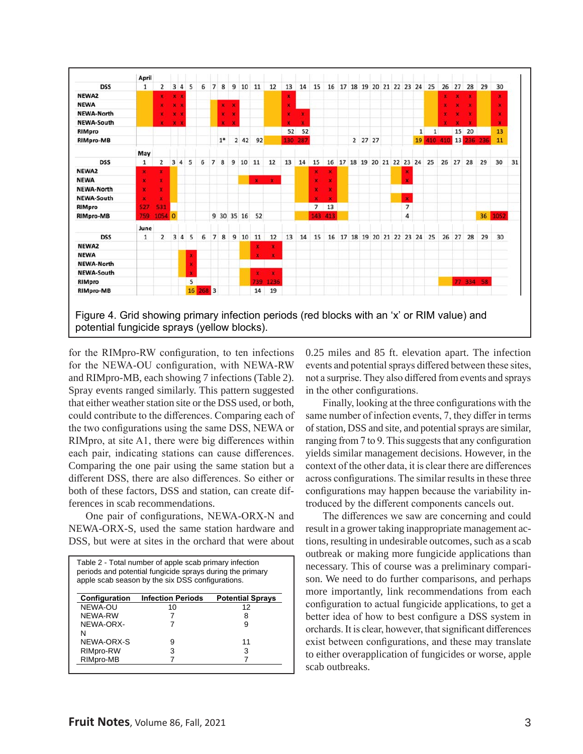| DSS (April) | 1 | 2 | 3 | 4 | 5 | 6 | 7 | 8 | 9 | 10 | 11 | 12 | 13 | 14 | 15 | 16 | 17 | 18 | 19 | 20 | 21 | 22 | 23 | 24 | 25 | 26 | 27 | 28 | 29 | 30 |
|---|---|---|---|---|---|---|---|---|---|---|---|---|---|---|---|---|---|---|---|---|---|---|---|---|---|---|---|---|---|---|
| NEWA2 | | x | x | x | | | | | | | | | x | | | | | | | | | | | | | x | x | x | | x |
| NEWA | | x | x | x | | | | x | x | | | | x | | | | | | | | | | | | | x | x | x | | x |
| NEWA-North | | x | x | x | | | | x | x | | | | x | x | | | | | | | | | | | | x | x | x | | x |
| NEWA-South | | x | x | x | | | | x | x | | | | x | x | | | | | | | | | | | | x | x | x | | x |
| RIMpro | | | | | | | | | | | | | 52 | 52 | | | | | | | | | | 1 | 1 | | 15 | 20 | | 13 |
| RIMpro-MB | | | | | | | | 1* | 2 | 42 | 92 | | 130 | 287 | | | | 2 | 27 | 27 | | | | 19 | 410 | 410 | 13 | 236 | 236 | 11 |

| DSS (May) | 1 | 2 | 3 | 4 | 5 | 6 | 7 | 8 | 9 | 10 | 11 | 12 | 13 | 14 | 15 | 16 | 17 | 18 | 19 | 20 | 21 | 22 | 23 | 24 | 25 | 26 | 27 | 28 | 29 | 30 | 31 |
|---|---|---|---|---|---|---|---|---|---|---|---|---|---|---|---|---|---|---|---|---|---|---|---|---|---|---|---|---|---|---|---|
| NEWA2 | x | x | | | | | | | | | | | | | x | x | | | | | | | x | | | | | | | | |
| NEWA | x | x | | | | | | | | x | x | | | | x | x | | | | | | | x | | | | | | | | |
| NEWA-North | x | x | | | | | | | | | | | | | x | x | | | | | | | | | | | | | | | |
| NEWA-South | x | x | | | | | | | | | | | | | x | x | | | | | | | x | | | | | | | | |
| RIMpro | 527 | 531 | | | | | | | | | | | | | 7 | 13 | | | | | | | 7 | | | | | | | | |
| RIMpro-MB | 759 | 1054 | 0 | | | | 9 | 30 | 35 | 16 | 52 | | | | 143 | 413 | | | | | | | 4 | | | | | | 36 | 1052 | |

| DSS (June) | 1 | 2 | 3 | 4 | 5 | 6 | 7 | 8 | 9 | 10 | 11 | 12 | 13 | 14 | 15 | 16 | 17 | 18 | 19 | 20 | 21 | 22 | 23 | 24 | 25 | 26 | 27 | 28 | 29 | 30 |
|---|---|---|---|---|---|---|---|---|---|---|---|---|---|---|---|---|---|---|---|---|---|---|---|---|---|---|---|---|---|---|
| NEWA2 | | | | | | | | | | | x | x | | | | | | | | | | | | | | | | | | |
| NEWA | | | | | x | | | | | | x | x | | | | | | | | | | | | | | | | | | |
| NEWA-North | | | | | x | | | | | | | | | | | | | | | | | | | | | | | | | |
| NEWA-South | | | | | x | | | | | | x | x | | | | | | | | | | | | | | | | | | |
| RIMpro | | | | | 5 | | | | | | 739 | 1236 | | | | | | | | | | | | | | | 77 | 334 | 58 | |
| RIMpro-MB | | | | | 16 | 268 | 3 | | | | 14 | 19 | | | | | | | | | | | | | | | | | | |

Figure 4. Grid showing primary infection periods (red blocks with an 'x' or RIM value) and potential fungicide sprays (yellow blocks).

for the RIMpro-RW configuration, to ten infections for the NEWA-OU configuration, with NEWA-RW and RIMpro-MB, each showing 7 infections (Table 2). Spray events ranged similarly. This pattern suggested that either weather station site or the DSS used, or both, could contribute to the differences. Comparing each of the two configurations using the same DSS, NEWA or RIMpro, at site A1, there were big differences within each pair, indicating stations can cause differences. Comparing the one pair using the same station but a different DSS, there are also differences. So either or both of these factors, DSS and station, can create differences in scab recommendations.

One pair of configurations, NEWA-ORX-N and NEWA-ORX-S, used the same station hardware and DSS, but were at sites in the orchard that were about 0.25 miles and 85 ft. elevation apart. The infection events and potential sprays differed between these sites, not a surprise. They also differed from events and sprays in the other configurations.

Finally, looking at the three configurations with the same number of infection events, 7, they differ in terms of station, DSS and site, and potential sprays are similar, ranging from 7 to 9. This suggests that any configuration yields similar management decisions. However, in the context of the other data, it is clear there are differences across configurations. The similar results in these three configurations may happen because the variability introduced by the different components cancels out.

The differences we saw are concerning and could result in a grower taking inappropriate management actions, resulting in undesirable outcomes, such as a scab outbreak or making more fungicide applications than necessary. This of course was a preliminary comparison. We need to do further comparisons, and perhaps more importantly, link recommendations from each configuration to actual fungicide applications, to get a better idea of how to best configure a DSS system in orchards. It is clear, however, that significant differences exist between configurations, and these may translate to either overapplication of fungicides or worse, apple scab outbreaks.

Table 2 - Total number of apple scab primary infection periods and potential fungicide sprays during the primary apple scab season by the six DSS configurations.

| Configuration | Infection Periods | Potential Sprays |
|---|---|---|
| NEWA-OU | 10 | 12 |
| NEWA-RW | 7 | 8 |
| NEWA-ORX-N | 7 | 9 |
| NEWA-ORX-S | 9 | 11 |
| RIMpro-RW | 3 | 3 |
| RIMpro-MB | 7 | 7 |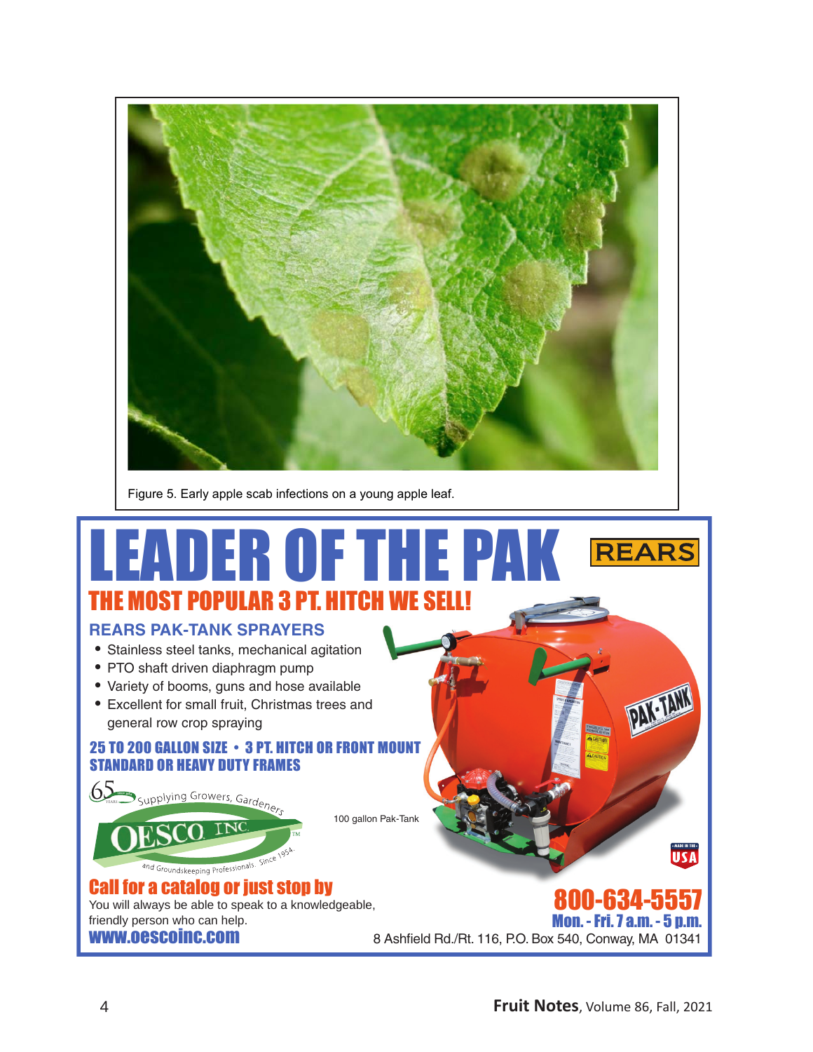Figure 5. Early apple scab infections on a young apple leaf.

# LEADER OF THE PAK

REARS

## THE MOST POPULAR 3 PT. HITCH WE SELL!

### REARS PAK-TANK SPRAYERS

- Stainless steel tanks, mechanical agitation
- PTO shaft driven diaphragm pump
- Variety of booms, guns and hose available
- Excellent for small fruit, Christmas trees and general row crop spraying

**25 TO 200 GALLON SIZE • 3 PT. HITCH OR FRONT MOUNT**
**STANDARD OR HEAVY DUTY FRAMES**

65 YEARS Supplying Growers, Gardeners and Groundskeeping Professionals. Since 1954.

OESCO INC.

100 gallon Pak-Tank

**Call for a catalog or just stop by**

You will always be able to speak to a knowledgeable, friendly person who can help.

**www.oescoinc.com**

**800-634-5557**

**Mon. - Fri. 7 a.m. - 5 p.m.**

8 Ashfield Rd./Rt. 116, P.O. Box 540, Conway, MA 01341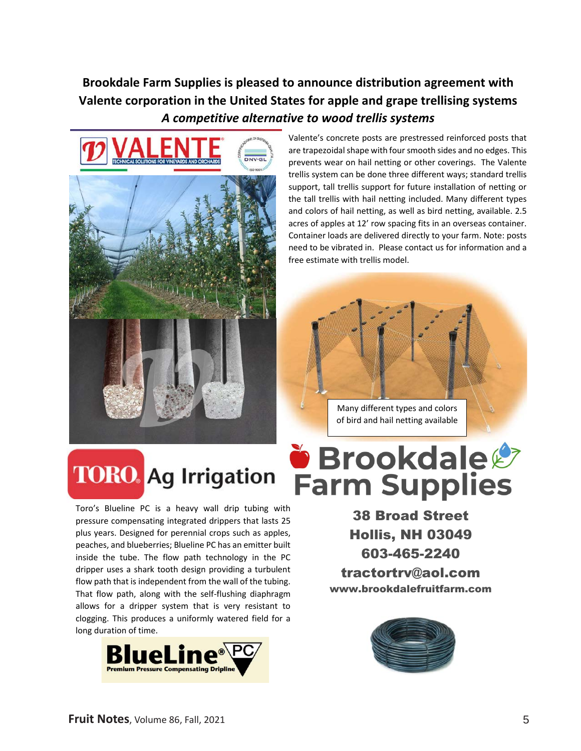## Brookdale Farm Supplies is pleased to announce distribution agreement with Valente corporation in the United States for apple and grape trellising systems

***A competitive alternative to wood trellis systems***

Valente's concrete posts are prestressed reinforced posts that are trapezoidal shape with four smooth sides and no edges. This prevents wear on hail netting or other coverings. The Valente trellis system can be done three different ways; standard trellis support, tall trellis support for future installation of netting or the tall trellis with hail netting included. Many different types and colors of hail netting, as well as bird netting, available. 2.5 acres of apples at 12' row spacing fits in an overseas container. Container loads are delivered directly to your farm. Note: posts need to be vibrated in. Please contact us for information and a free estimate with trellis model.

Many different types and colors of bird and hail netting available

### TORO Ag Irrigation

Toro's Blueline PC is a heavy wall drip tubing with pressure compensating integrated drippers that lasts 25 plus years. Designed for perennial crops such as apples, peaches, and blueberries; Blueline PC has an emitter built inside the tube. The flow path technology in the PC dripper uses a shark tooth design providing a turbulent flow path that is independent from the wall of the tubing. That flow path, along with the self-flushing diaphragm allows for a dripper system that is very resistant to clogging. This produces a uniformly watered field for a long duration of time.

BlueLine® PC
Premium Pressure Compensating Dripline

### Brookdale Farm Supplies

**38 Broad Street**
**Hollis, NH 03049**
**603-465-2240**
**tractortrv@aol.com**
**www.brookdalefruitfarm.com**